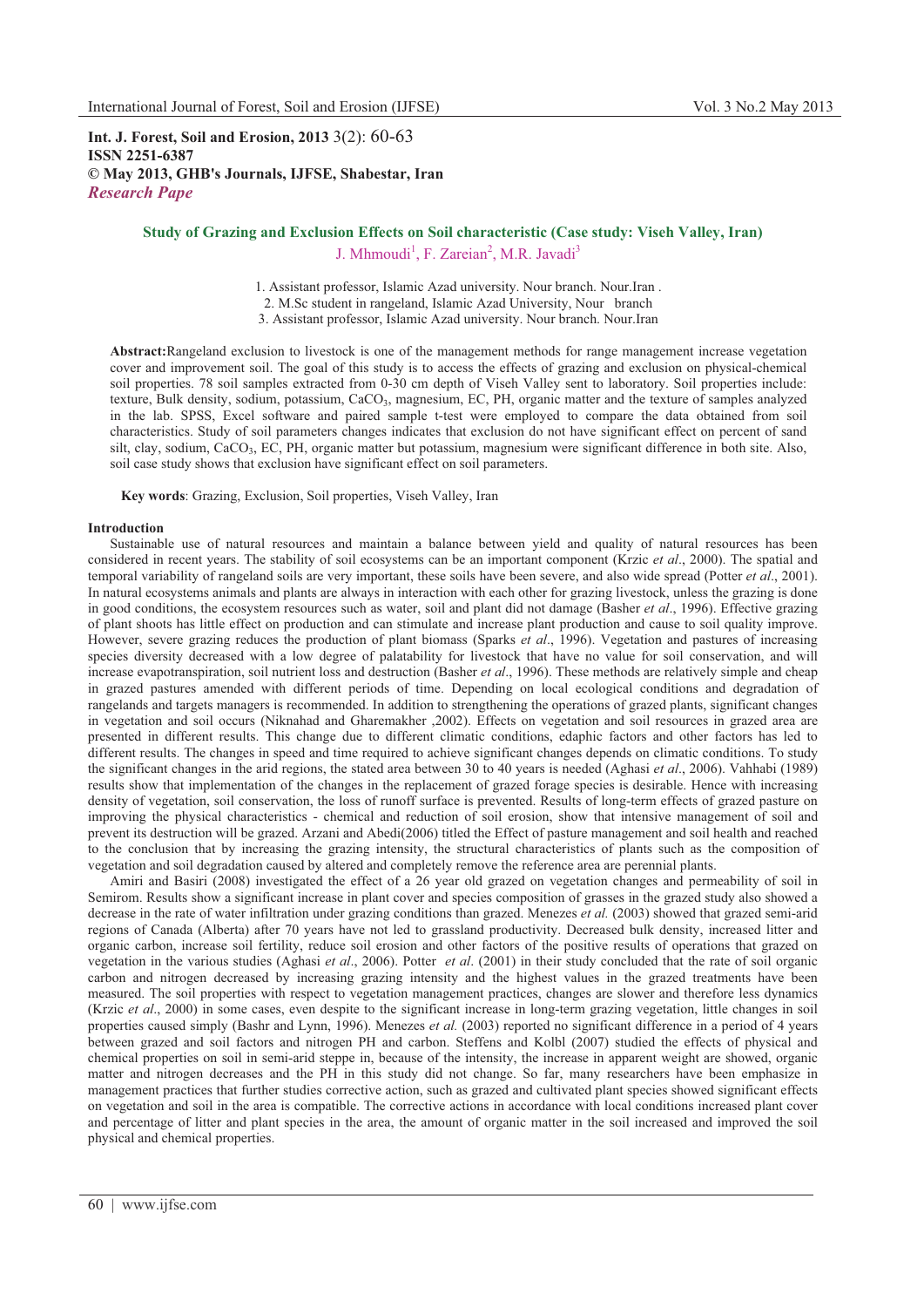**Int. J. Forest, Soil and Erosion, 2013** 3(2): 60-63
**ISSN 2251-6387**
**© May 2013, GHB's Journals, IJFSE, Shabestar, Iran**
***Research Pape***

## Study of Grazing and Exclusion Effects on Soil characteristic (Case study: Viseh Valley, Iran)

J. Mhmoudi[1], F. Zareian[2], M.R. Javadi[3]

1. Assistant professor, Islamic Azad university. Nour branch. Nour.Iran .
2. M.Sc student in rangeland, Islamic Azad University, Nour branch
3. Assistant professor, Islamic Azad university. Nour branch. Nour.Iran

**Abstract:**Rangeland exclusion to livestock is one of the management methods for range management increase vegetation cover and improvement soil. The goal of this study is to access the effects of grazing and exclusion on physical-chemical soil properties. 78 soil samples extracted from 0-30 cm depth of Viseh Valley sent to laboratory. Soil properties include: texture, Bulk density, sodium, potassium, $CaCO_3$, magnesium, EC, PH, organic matter and the texture of samples analyzed in the lab. SPSS, Excel software and paired sample t-test were employed to compare the data obtained from soil characteristics. Study of soil parameters changes indicates that exclusion do not have significant effect on percent of sand silt, clay, sodium, $CaCO_3$, EC, PH, organic matter but potassium, magnesium were significant difference in both site. Also, soil case study shows that exclusion have significant effect on soil parameters.

**Key words**: Grazing, Exclusion, Soil properties, Viseh Valley, Iran

### Introduction

Sustainable use of natural resources and maintain a balance between yield and quality of natural resources has been considered in recent years. The stability of soil ecosystems can be an important component (Krzic *et al*., 2000). The spatial and temporal variability of rangeland soils are very important, these soils have been severe, and also wide spread (Potter *et al*., 2001). In natural ecosystems animals and plants are always in interaction with each other for grazing livestock, unless the grazing is done in good conditions, the ecosystem resources such as water, soil and plant did not damage (Basher *et al*., 1996). Effective grazing of plant shoots has little effect on production and can stimulate and increase plant production and cause to soil quality improve. However, severe grazing reduces the production of plant biomass (Sparks *et al*., 1996). Vegetation and pastures of increasing species diversity decreased with a low degree of palatability for livestock that have no value for soil conservation, and will increase evapotranspiration, soil nutrient loss and destruction (Basher *et al*., 1996). These methods are relatively simple and cheap in grazed pastures amended with different periods of time. Depending on local ecological conditions and degradation of rangelands and targets managers is recommended. In addition to strengthening the operations of grazed plants, significant changes in vegetation and soil occurs (Niknahad and Gharemakher ,2002). Effects on vegetation and soil resources in grazed area are presented in different results. This change due to different climatic conditions, edaphic factors and other factors has led to different results. The changes in speed and time required to achieve significant changes depends on climatic conditions. To study the significant changes in the arid regions, the stated area between 30 to 40 years is needed (Aghasi *et al*., 2006). Vahhabi (1989) results show that implementation of the changes in the replacement of grazed forage species is desirable. Hence with increasing density of vegetation, soil conservation, the loss of runoff surface is prevented. Results of long-term effects of grazed pasture on improving the physical characteristics - chemical and reduction of soil erosion, show that intensive management of soil and prevent its destruction will be grazed. Arzani and Abedi(2006) titled the Effect of pasture management and soil health and reached to the conclusion that by increasing the grazing intensity, the structural characteristics of plants such as the composition of vegetation and soil degradation caused by altered and completely remove the reference area are perennial plants.

Amiri and Basiri (2008) investigated the effect of a 26 year old grazed on vegetation changes and permeability of soil in Semirom. Results show a significant increase in plant cover and species composition of grasses in the grazed study also showed a decrease in the rate of water infiltration under grazing conditions than grazed. Menezes *et al.* (2003) showed that grazed semi-arid regions of Canada (Alberta) after 70 years have not led to grassland productivity. Decreased bulk density, increased litter and organic carbon, increase soil fertility, reduce soil erosion and other factors of the positive results of operations that grazed on vegetation in the various studies (Aghasi *et al*., 2006). Potter *et al*. (2001) in their study concluded that the rate of soil organic carbon and nitrogen decreased by increasing grazing intensity and the highest values in the grazed treatments have been measured. The soil properties with respect to vegetation management practices, changes are slower and therefore less dynamics (Krzic *et al*., 2000) in some cases, even despite to the significant increase in long-term grazing vegetation, little changes in soil properties caused simply (Bashr and Lynn, 1996). Menezes *et al.* (2003) reported no significant difference in a period of 4 years between grazed and soil factors and nitrogen PH and carbon. Steffens and Kolbl (2007) studied the effects of physical and chemical properties on soil in semi-arid steppe in, because of the intensity, the increase in apparent weight are showed, organic matter and nitrogen decreases and the PH in this study did not change. So far, many researchers have been emphasize in management practices that further studies corrective action, such as grazed and cultivated plant species showed significant effects on vegetation and soil in the area is compatible. The corrective actions in accordance with local conditions increased plant cover and percentage of litter and plant species in the area, the amount of organic matter in the soil increased and improved the soil physical and chemical properties.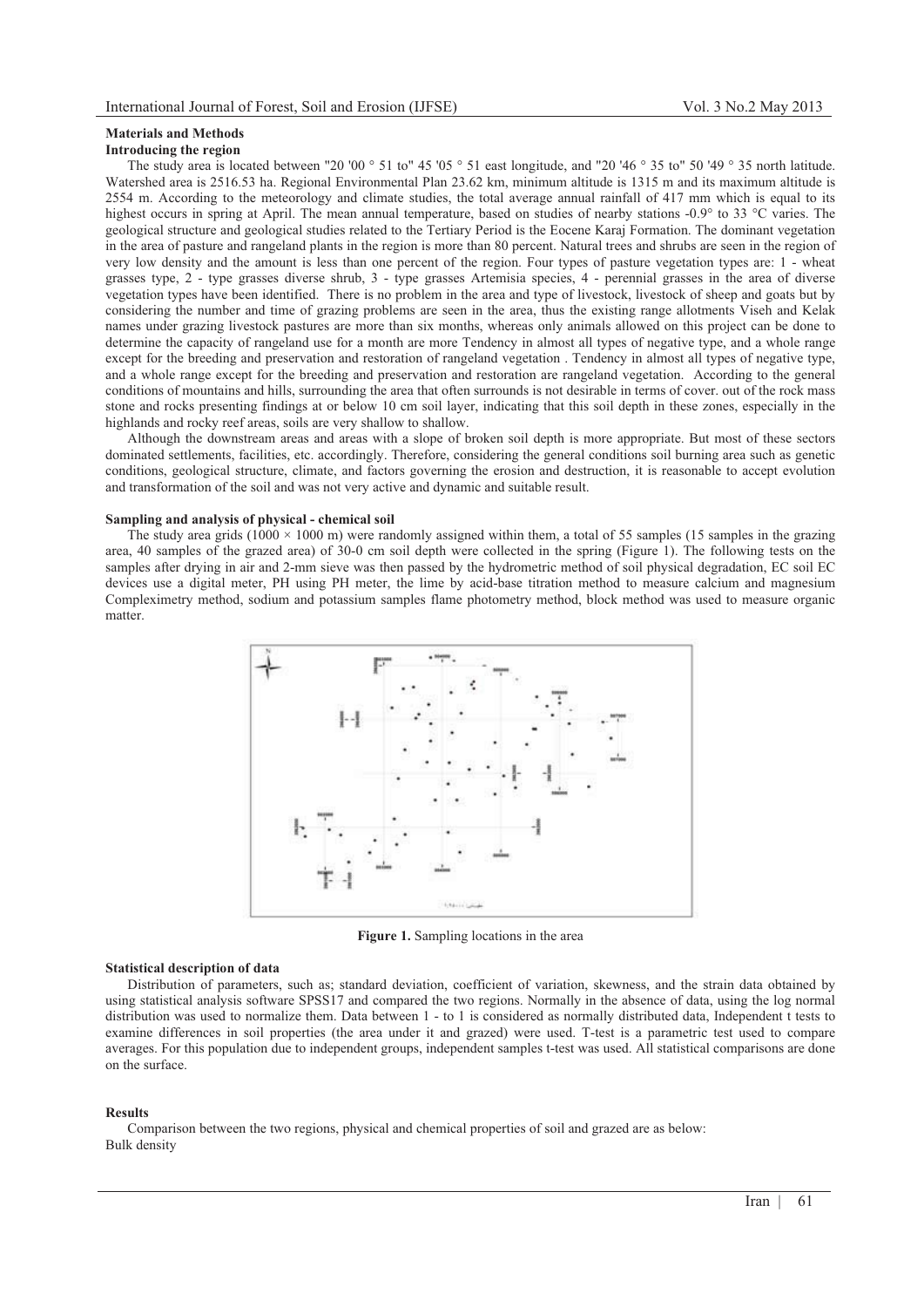## Materials and Methods

### Introducing the region

The study area is located between "20 '00 ° 51 to" 45 '05 ° 51 east longitude, and "20 '46 ° 35 to" 50 '49 ° 35 north latitude. Watershed area is 2516.53 ha. Regional Environmental Plan 23.62 km, minimum altitude is 1315 m and its maximum altitude is 2554 m. According to the meteorology and climate studies, the total average annual rainfall of 417 mm which is equal to its highest occurs in spring at April. The mean annual temperature, based on studies of nearby stations -0.9° to 33 °C varies. The geological structure and geological studies related to the Tertiary Period is the Eocene Karaj Formation. The dominant vegetation in the area of pasture and rangeland plants in the region is more than 80 percent. Natural trees and shrubs are seen in the region of very low density and the amount is less than one percent of the region. Four types of pasture vegetation types are: 1 - wheat grasses type, 2 - type grasses diverse shrub, 3 - type grasses Artemisia species, 4 - perennial grasses in the area of diverse vegetation types have been identified. There is no problem in the area and type of livestock, livestock of sheep and goats but by considering the number and time of grazing problems are seen in the area, thus the existing range allotments Viseh and Kelak names under grazing livestock pastures are more than six months, whereas only animals allowed on this project can be done to determine the capacity of rangeland use for a month are more Tendency in almost all types of negative type, and a whole range except for the breeding and preservation and restoration of rangeland vegetation . Tendency in almost all types of negative type, and a whole range except for the breeding and preservation and restoration are rangeland vegetation. According to the general conditions of mountains and hills, surrounding the area that often surrounds is not desirable in terms of cover. out of the rock mass stone and rocks presenting findings at or below 10 cm soil layer, indicating that this soil depth in these zones, especially in the highlands and rocky reef areas, soils are very shallow to shallow.

Although the downstream areas and areas with a slope of broken soil depth is more appropriate. But most of these sectors dominated settlements, facilities, etc. accordingly. Therefore, considering the general conditions soil burning area such as genetic conditions, geological structure, climate, and factors governing the erosion and destruction, it is reasonable to accept evolution and transformation of the soil and was not very active and dynamic and suitable result.

### Sampling and analysis of physical - chemical soil

The study area grids (1000 × 1000 m) were randomly assigned within them, a total of 55 samples (15 samples in the grazing area, 40 samples of the grazed area) of 30-0 cm soil depth were collected in the spring (Figure 1). The following tests on the samples after drying in air and 2-mm sieve was then passed by the hydrometric method of soil physical degradation, EC soil EC devices use a digital meter, PH using PH meter, the lime by acid-base titration method to measure calcium and magnesium Compleximetry method, sodium and potassium samples flame photometry method, block method was used to measure organic matter.

**Figure 1.** Sampling locations in the area

### Statistical description of data

Distribution of parameters, such as; standard deviation, coefficient of variation, skewness, and the strain data obtained by using statistical analysis software SPSS17 and compared the two regions. Normally in the absence of data, using the log normal distribution was used to normalize them. Data between 1 - to 1 is considered as normally distributed data, Independent t tests to examine differences in soil properties (the area under it and grazed) were used. T-test is a parametric test used to compare averages. For this population due to independent groups, independent samples t-test was used. All statistical comparisons are done on the surface.

## Results

Comparison between the two regions, physical and chemical properties of soil and grazed are as below:

Bulk density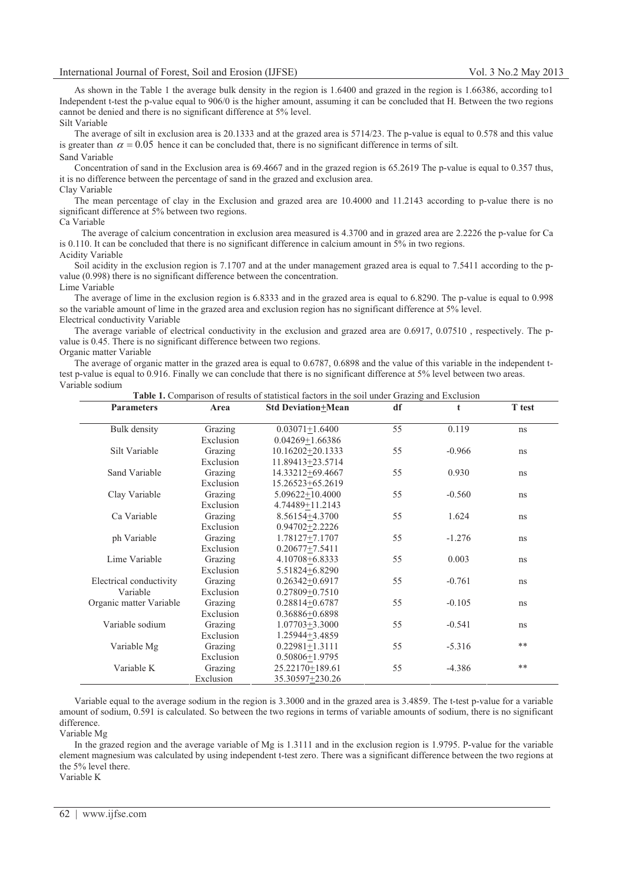As shown in the Table 1 the average bulk density in the region is 1.6400 and grazed in the region is 1.66386, according to1 Independent t-test the p-value equal to 906/0 is the higher amount, assuming it can be concluded that H. Between the two regions cannot be denied and there is no significant difference at 5% level.

Silt Variable

The average of silt in exclusion area is 20.1333 and at the grazed area is 5714/23. The p-value is equal to 0.578 and this value is greater than $\alpha = 0.05$ hence it can be concluded that, there is no significant difference in terms of silt.

Sand Variable

Concentration of sand in the Exclusion area is 69.4667 and in the grazed region is 65.2619 The p-value is equal to 0.357 thus, it is no difference between the percentage of sand in the grazed and exclusion area.

Clay Variable

The mean percentage of clay in the Exclusion and grazed area are 10.4000 and 11.2143 according to p-value there is no significant difference at 5% between two regions.

Ca Variable

The average of calcium concentration in exclusion area measured is 4.3700 and in grazed area are 2.2226 the p-value for Ca is 0.110. It can be concluded that there is no significant difference in calcium amount in 5% in two regions.

Acidity Variable

Soil acidity in the exclusion region is 7.1707 and at the under management grazed area is equal to 7.5411 according to the p-value (0.998) there is no significant difference between the concentration.

Lime Variable

The average of lime in the exclusion region is 6.8333 and in the grazed area is equal to 6.8290. The p-value is equal to 0.998 so the variable amount of lime in the grazed area and exclusion region has no significant difference at 5% level.

Electrical conductivity Variable

The average variable of electrical conductivity in the exclusion and grazed area are 0.6917, 0.07510 , respectively. The p-value is 0.45. There is no significant difference between two regions.

Organic matter Variable

The average of organic matter in the grazed area is equal to 0.6787, 0.6898 and the value of this variable in the independent t-test p-value is equal to 0.916. Finally we can conclude that there is no significant difference at 5% level between two areas.

Variable sodium

**Table 1.** Comparison of results of statistical factors in the soil under Grazing and Exclusion

| Parameters | Area | Std Deviation±Mean | df | t | T test |
|---|---|---|---|---|---|
| Bulk density | Grazing | 0.03071±1.6400 | 55 | 0.119 | ns |
| | Exclusion | 0.04269±1.66386 | | | |
| Silt Variable | Grazing | 10.16202±20.1333 | 55 | -0.966 | ns |
| | Exclusion | 11.89413±23.5714 | | | |
| Sand Variable | Grazing | 14.33212±69.4667 | 55 | 0.930 | ns |
| | Exclusion | 15.26523±65.2619 | | | |
| Clay Variable | Grazing | 5.09622±10.4000 | 55 | -0.560 | ns |
| | Exclusion | 4.74489±11.2143 | | | |
| Ca Variable | Grazing | 8.56154±4.3700 | 55 | 1.624 | ns |
| | Exclusion | 0.94702±2.2226 | | | |
| ph Variable | Grazing | 1.78127±7.1707 | 55 | -1.276 | ns |
| | Exclusion | 0.20677±7.5411 | | | |
| Lime Variable | Grazing | 4.10708±6.8333 | 55 | 0.003 | ns |
| | Exclusion | 5.51824±6.8290 | | | |
| Electrical conductivity Variable | Grazing | 0.26342±0.6917 | 55 | -0.761 | ns |
| | Exclusion | 0.27809±0.7510 | | | |
| Organic matter Variable | Grazing | 0.28814±0.6787 | 55 | -0.105 | ns |
| | Exclusion | 0.36886±0.6898 | | | |
| Variable sodium | Grazing | 1.07703±3.3000 | 55 | -0.541 | ns |
| | Exclusion | 1.25944±3.4859 | | | |
| Variable Mg | Grazing | 0.22981±1.3111 | 55 | -5.316 | ** |
| | Exclusion | 0.50806±1.9795 | | | |
| Variable K | Grazing | 25.22170±189.61 | 55 | -4.386 | ** |
| | Exclusion | 35.30597±230.26 | | | |

Variable equal to the average sodium in the region is 3.3000 and in the grazed area is 3.4859. The t-test p-value for a variable amount of sodium, 0.591 is calculated. So between the two regions in terms of variable amounts of sodium, there is no significant difference.

Variable Mg

In the grazed region and the average variable of Mg is 1.3111 and in the exclusion region is 1.9795. P-value for the variable element magnesium was calculated by using independent t-test zero. There was a significant difference between the two regions at the 5% level there.

Variable K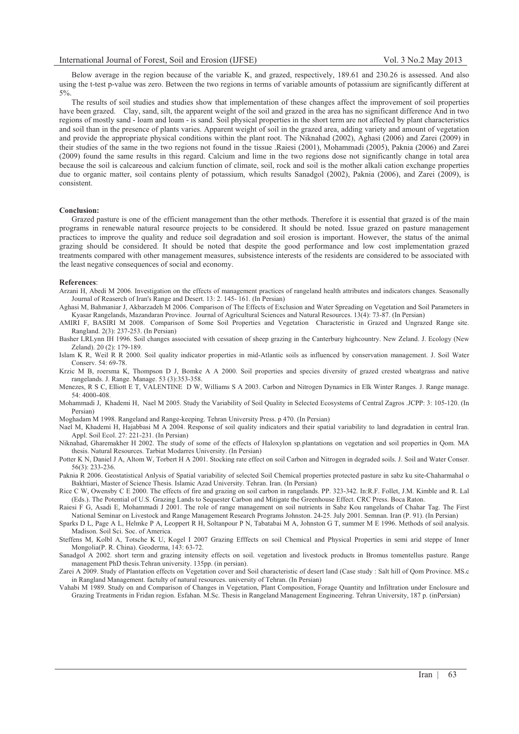Below average in the region because of the variable K, and grazed, respectively, 189.61 and 230.26 is assessed. And also using the t-test p-value was zero. Between the two regions in terms of variable amounts of potassium are significantly different at 5%.

The results of soil studies and studies show that implementation of these changes affect the improvement of soil properties have been grazed. Clay, sand, silt, the apparent weight of the soil and grazed in the area has no significant difference And in two regions of mostly sand - loam and loam - is sand. Soil physical properties in the short term are not affected by plant characteristics and soil than in the presence of plants varies. Apparent weight of soil in the grazed area, adding variety and amount of vegetation and provide the appropriate physical conditions within the plant root. The Niknahad (2002), Aghasi (2006) and Zarei (2009) in their studies of the same in the two regions not found in the tissue .Raiesi (2001), Mohammadi (2005), Paknia (2006) and Zarei (2009) found the same results in this regard. Calcium and lime in the two regions dose not significantly change in total area because the soil is calcareous and calcium function of climate, soil, rock and soil is the mother alkali cation exchange properties due to organic matter, soil contains plenty of potassium, which results Sanadgol (2002), Paknia (2006), and Zarei (2009), is consistent.

**Conclusion:**

Grazed pasture is one of the efficient management than the other methods. Therefore it is essential that grazed is of the main programs in renewable natural resource projects to be considered. It should be noted. Issue grazed on pasture management practices to improve the quality and reduce soil degradation and soil erosion is important. However, the status of the animal grazing should be considered. It should be noted that despite the good performance and low cost implementation grazed treatments compared with other management measures, subsistence interests of the residents are considered to be associated with the least negative consequences of social and economy.

**References**:

Arzani H, Abedi M 2006. Investigation on the effects of management practices of rangeland health attributes and indicators changes. Seasonally Journal of Reaserch of Iran's Range and Desert. 13: 2. 145- 161. (In Persian)

Aghasi M, Bahmaniar J, Akbarzadeh M 2006. Comparison of The Effects of Exclusion and Water Spreading on Vegetation and Soil Parameters in Kyasar Rangelands, Mazandaran Province. Journal of Agricultural Sciences and Natural Resources. 13(4): 73-87. (In Persian)

AMIRI F, BASIRI M 2008. Comparison of Some Soil Properties and Vegetation Characteristic in Grazed and Ungrazed Range site. Rangland. 2(3): 237-253. (In Persian)

Basher LRLynn IH 1996. Soil changes associated with cessation of sheep grazing in the Canterbury highcountry. New Zeland. J. Ecology (New Zeland). 20 (2): 179-189.

Islam K R, Weil R R 2000. Soil quality indicator properties in mid-Atlantic soils as influenced by conservation management. J. Soil Water Conserv. 54: 69-78.

Krzic M B, roersma K, Thompson D J, Bomke A A 2000. Soil properties and species diversity of grazed crested wheatgrass and native rangelands. J. Range. Manage. 53 (3):353-358.

Menezes, R S C, Elliott E T, VALENTINE D W, Williams S A 2003. Carbon and Nitrogen Dynamics in Elk Winter Ranges. J. Range manage. 54: 4000-408.

Mohammadi J, Khademi H, Nael M 2005. Study the Variability of Soil Quality in Selected Ecosystems of Central Zagros .JCPP: 3: 105-120. (In Persian)

Moghadam M 1998. Rangeland and Range-keeping. Tehran University Press. p 470. (In Persian)

Nael M, Khademi H, Hajabbasi M A 2004. Response of soil quality indicators and their spatial variability to land degradation in central Iran. Appl. Soil Ecol. 27: 221-231. (In Persian)

Niknahad, Gharemakher H 2002. The study of some of the effects of Haloxylon sp.plantations on vegetation and soil properties in Qom. MA thesis. Natural Resources. Tarbiat Modarres University. (In Persian)

Potter K N, Daniel J A, Altom W, Torbert H A 2001. Stocking rate effect on soil Carbon and Nitrogen in degraded soils. J. Soil and Water Conser. 56(3): 233-236.

Paknia R 2006. Geostatistical Anlysis of Spatial variability of selected Soil Chemical properties protected pasture in sabz ku site-Chaharmahal o Bakhtiari, Master of Science Thesis. Islamic Azad University. Tehran. Iran. (In Persian)

Rice C W, Owensby C E 2000. The effects of fire and grazing on soil carbon in rangelands. PP. 323-342. In:R.F. Follet, J.M. Kimble and R. Lal (Eds.). The Potential of U.S. Grazing Lands to Sequester Carbon and Mitigate the Greenhouse Effect. CRC Press. Boca Raton.

Raiesi F G, Asadi E, Mohammadi J 2001. The role of range management on soil nutrients in Sabz Kou rangelands of Chahar Tag. The First National Seminar on Livestock and Range Management Research Programs Johnston. 24-25. July 2001. Semnan. Iran (P. 91). (In Persian)

Sparks D L, Page A L, Helmke P A, Leoppert R H, Soltanpour P N, Tabatabai M A, Johnston G T, summer M E 1996. Methods of soil analysis. Madison. Soil Sci. Soc. of America.

Steffens M, Kolbl A, Totsche K U, Kogel I 2007 Grazing Efffects on soil Chemical and Physical Properties in semi arid steppe of Inner Mongolia(P. R. China). Geoderma, 143: 63-72.

Sanadgol A 2002. short term and grazing intensity effects on soil. vegetation and livestock products in Bromus tomentellus pasture. Range management PhD thesis.Tehran university. 135pp. (in persian).

Zarei A 2009. Study of Plantation effects on Vegetation cover and Soil characteristic of desert land (Case study : Salt hill of Qom Province. MS.c in Rangland Management. factulty of natural resources. university of Tehran. (In Persian)

Vahabi M 1989. Study on and Comparison of Changes in Vegetation, Plant Composition, Forage Quantity and Infiltration under Enclosure and Grazing Treatments in Fridan region. Esfahan. M.Sc. Thesis in Rangeland Management Engineering. Tehran University, 187 p. (inPersian)